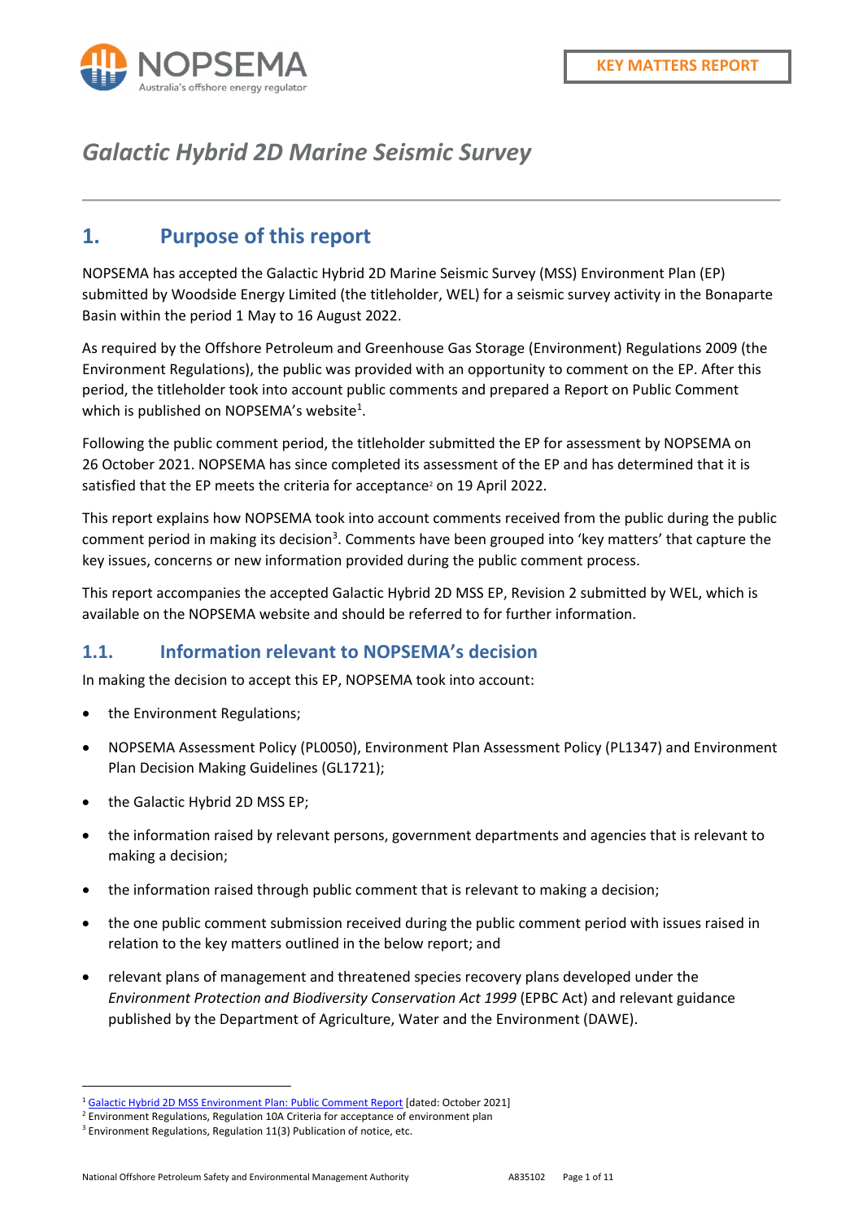KEY MATTERS REPORT

# Galactic Hybrid 2D Marine Seismic Survey

## 1. Purpose of this report

NOPSEMA has accepted the Galactic Hybrid 2D Marine Seismic Survey (MSS) Environment Plan (EP) submitted by Woodside Energy Limited (the titleholder, WEL) for a seismic survey activity in the Bonaparte Basin within the period 1 May to 16 August 2022.

As required by the Offshore Petroleum and Greenhouse Gas Storage (Environment) Regulations 2009 (the Environment Regulations), the public was provided with an opportunity to comment on the EP. After this period, the titleholder took into account public comments and prepared a Report on Public Comment which is published on NOPSEMA's website[1].

Following the public comment period, the titleholder submitted the EP for assessment by NOPSEMA on 26 October 2021. NOPSEMA has since completed its assessment of the EP and has determined that it is satisfied that the EP meets the criteria for acceptance[2] on 19 April 2022.

This report explains how NOPSEMA took into account comments received from the public during the public comment period in making its decision[3]. Comments have been grouped into 'key matters' that capture the key issues, concerns or new information provided during the public comment process.

This report accompanies the accepted Galactic Hybrid 2D MSS EP, Revision 2 submitted by WEL, which is available on the NOPSEMA website and should be referred to for further information.

### 1.1. Information relevant to NOPSEMA's decision

In making the decision to accept this EP, NOPSEMA took into account:

- the Environment Regulations;
- NOPSEMA Assessment Policy (PL0050), Environment Plan Assessment Policy (PL1347) and Environment Plan Decision Making Guidelines (GL1721);
- the Galactic Hybrid 2D MSS EP;
- the information raised by relevant persons, government departments and agencies that is relevant to making a decision;
- the information raised through public comment that is relevant to making a decision;
- the one public comment submission received during the public comment period with issues raised in relation to the key matters outlined in the below report; and
- relevant plans of management and threatened species recovery plans developed under the *Environment Protection and Biodiversity Conservation Act 1999* (EPBC Act) and relevant guidance published by the Department of Agriculture, Water and the Environment (DAWE).

---

[1] Galactic Hybrid 2D MSS Environment Plan: Public Comment Report [dated: October 2021]

[2] Environment Regulations, Regulation 10A Criteria for acceptance of environment plan

[3] Environment Regulations, Regulation 11(3) Publication of notice, etc.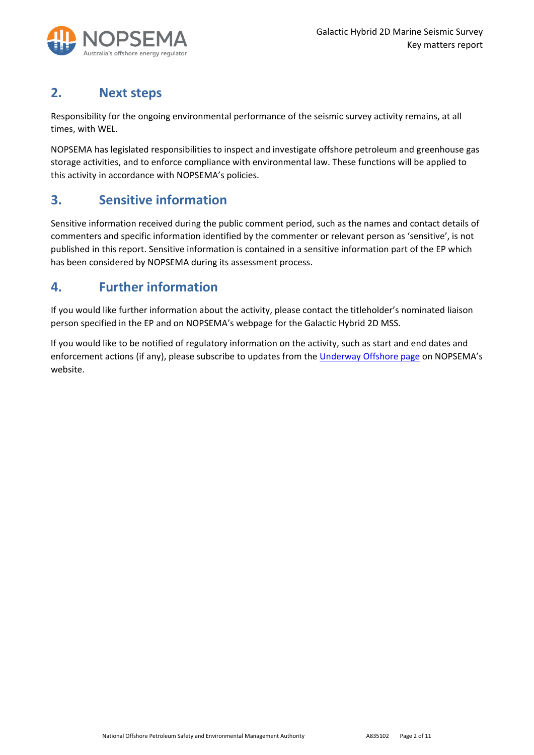## 2. Next steps

Responsibility for the ongoing environmental performance of the seismic survey activity remains, at all times, with WEL.

NOPSEMA has legislated responsibilities to inspect and investigate offshore petroleum and greenhouse gas storage activities, and to enforce compliance with environmental law. These functions will be applied to this activity in accordance with NOPSEMA's policies.

## 3. Sensitive information

Sensitive information received during the public comment period, such as the names and contact details of commenters and specific information identified by the commenter or relevant person as 'sensitive', is not published in this report. Sensitive information is contained in a sensitive information part of the EP which has been considered by NOPSEMA during its assessment process.

## 4. Further information

If you would like further information about the activity, please contact the titleholder's nominated liaison person specified in the EP and on NOPSEMA's webpage for the Galactic Hybrid 2D MSS.

If you would like to be notified of regulatory information on the activity, such as start and end dates and enforcement actions (if any), please subscribe to updates from the Underway Offshore page on NOPSEMA's website.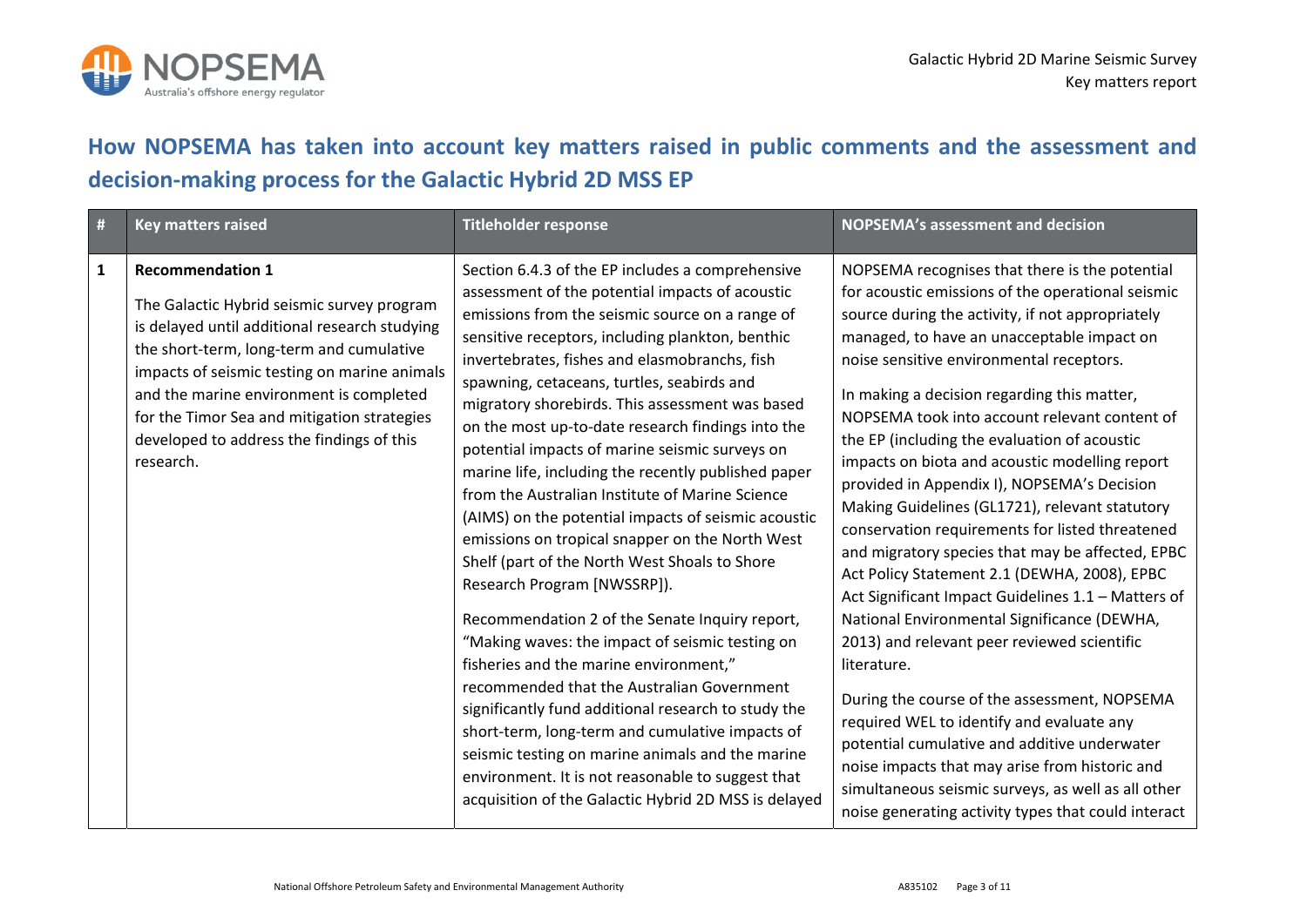## How NOPSEMA has taken into account key matters raised in public comments and the assessment and decision-making process for the Galactic Hybrid 2D MSS EP

| # | Key matters raised | Titleholder response | NOPSEMA's assessment and decision |
|---|---|---|---|
| 1 | **Recommendation 1**<br><br>The Galactic Hybrid seismic survey program is delayed until additional research studying the short-term, long-term and cumulative impacts of seismic testing on marine animals and the marine environment is completed for the Timor Sea and mitigation strategies developed to address the findings of this research. | Section 6.4.3 of the EP includes a comprehensive assessment of the potential impacts of acoustic emissions from the seismic source on a range of sensitive receptors, including plankton, benthic invertebrates, fishes and elasmobranchs, fish spawning, cetaceans, turtles, seabirds and migratory shorebirds. This assessment was based on the most up-to-date research findings into the potential impacts of marine seismic surveys on marine life, including the recently published paper from the Australian Institute of Marine Science (AIMS) on the potential impacts of seismic acoustic emissions on tropical snapper on the North West Shelf (part of the North West Shoals to Shore Research Program [NWSSRP]).<br><br>Recommendation 2 of the Senate Inquiry report, "Making waves: the impact of seismic testing on fisheries and the marine environment," recommended that the Australian Government significantly fund additional research to study the short-term, long-term and cumulative impacts of seismic testing on marine animals and the marine environment. It is not reasonable to suggest that acquisition of the Galactic Hybrid 2D MSS is delayed | NOPSEMA recognises that there is the potential for acoustic emissions of the operational seismic source during the activity, if not appropriately managed, to have an unacceptable impact on noise sensitive environmental receptors.<br><br>In making a decision regarding this matter, NOPSEMA took into account relevant content of the EP (including the evaluation of acoustic impacts on biota and acoustic modelling report provided in Appendix I), NOPSEMA's Decision Making Guidelines (GL1721), relevant statutory conservation requirements for listed threatened and migratory species that may be affected, EPBC Act Policy Statement 2.1 (DEWHA, 2008), EPBC Act Significant Impact Guidelines 1.1 – Matters of National Environmental Significance (DEWHA, 2013) and relevant peer reviewed scientific literature.<br><br>During the course of the assessment, NOPSEMA required WEL to identify and evaluate any potential cumulative and additive underwater noise impacts that may arise from historic and simultaneous seismic surveys, as well as all other noise generating activity types that could interact |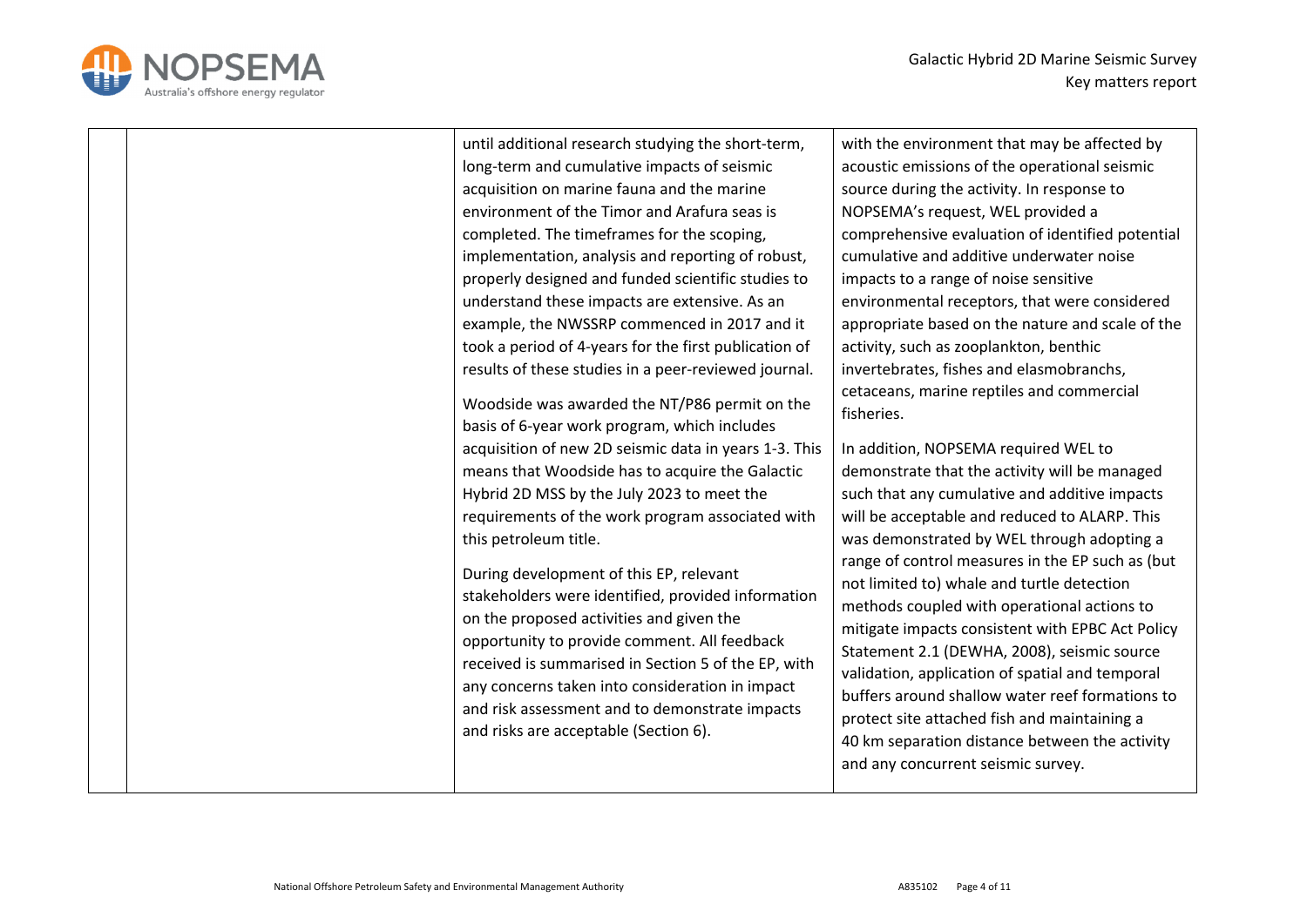| | | | |
|---|---|---|---|
| | | until additional research studying the short-term, long-term and cumulative impacts of seismic acquisition on marine fauna and the marine environment of the Timor and Arafura seas is completed. The timeframes for the scoping, implementation, analysis and reporting of robust, properly designed and funded scientific studies to understand these impacts are extensive. As an example, the NWSSRP commenced in 2017 and it took a period of 4-years for the first publication of results of these studies in a peer-reviewed journal.<br><br>Woodside was awarded the NT/P86 permit on the basis of 6-year work program, which includes acquisition of new 2D seismic data in years 1-3. This means that Woodside has to acquire the Galactic Hybrid 2D MSS by the July 2023 to meet the requirements of the work program associated with this petroleum title.<br><br>During development of this EP, relevant stakeholders were identified, provided information on the proposed activities and given the opportunity to provide comment. All feedback received is summarised in Section 5 of the EP, with any concerns taken into consideration in impact and risk assessment and to demonstrate impacts and risks are acceptable (Section 6). | with the environment that may be affected by acoustic emissions of the operational seismic source during the activity. In response to NOPSEMA's request, WEL provided a comprehensive evaluation of identified potential cumulative and additive underwater noise impacts to a range of noise sensitive environmental receptors, that were considered appropriate based on the nature and scale of the activity, such as zooplankton, benthic invertebrates, fishes and elasmobranchs, cetaceans, marine reptiles and commercial fisheries.<br><br>In addition, NOPSEMA required WEL to demonstrate that the activity will be managed such that any cumulative and additive impacts will be acceptable and reduced to ALARP. This was demonstrated by WEL through adopting a range of control measures in the EP such as (but not limited to) whale and turtle detection methods coupled with operational actions to mitigate impacts consistent with EPBC Act Policy Statement 2.1 (DEWHA, 2008), seismic source validation, application of spatial and temporal buffers around shallow water reef formations to protect site attached fish and maintaining a 40 km separation distance between the activity and any concurrent seismic survey. |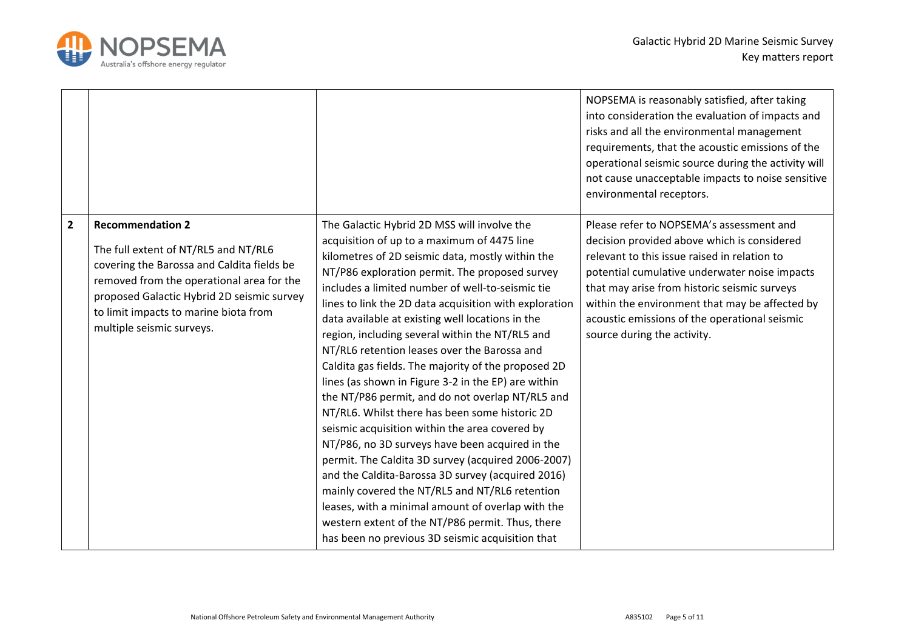| | | | |
|---|---|---|---|
| | | | NOPSEMA is reasonably satisfied, after taking into consideration the evaluation of impacts and risks and all the environmental management requirements, that the acoustic emissions of the operational seismic source during the activity will not cause unacceptable impacts to noise sensitive environmental receptors. |
| **2** | **Recommendation 2**<br><br>The full extent of NT/RL5 and NT/RL6 covering the Barossa and Caldita fields be removed from the operational area for the proposed Galactic Hybrid 2D seismic survey to limit impacts to marine biota from multiple seismic surveys. | The Galactic Hybrid 2D MSS will involve the acquisition of up to a maximum of 4475 line kilometres of 2D seismic data, mostly within the NT/P86 exploration permit. The proposed survey includes a limited number of well-to-seismic tie lines to link the 2D data acquisition with exploration data available at existing well locations in the region, including several within the NT/RL5 and NT/RL6 retention leases over the Barossa and Caldita gas fields. The majority of the proposed 2D lines (as shown in Figure 3-2 in the EP) are within the NT/P86 permit, and do not overlap NT/RL5 and NT/RL6. Whilst there has been some historic 2D seismic acquisition within the area covered by NT/P86, no 3D surveys have been acquired in the permit. The Caldita 3D survey (acquired 2006-2007) and the Caldita-Barossa 3D survey (acquired 2016) mainly covered the NT/RL5 and NT/RL6 retention leases, with a minimal amount of overlap with the western extent of the NT/P86 permit. Thus, there has been no previous 3D seismic acquisition that | Please refer to NOPSEMA's assessment and decision provided above which is considered relevant to this issue raised in relation to potential cumulative underwater noise impacts that may arise from historic seismic surveys within the environment that may be affected by acoustic emissions of the operational seismic source during the activity. |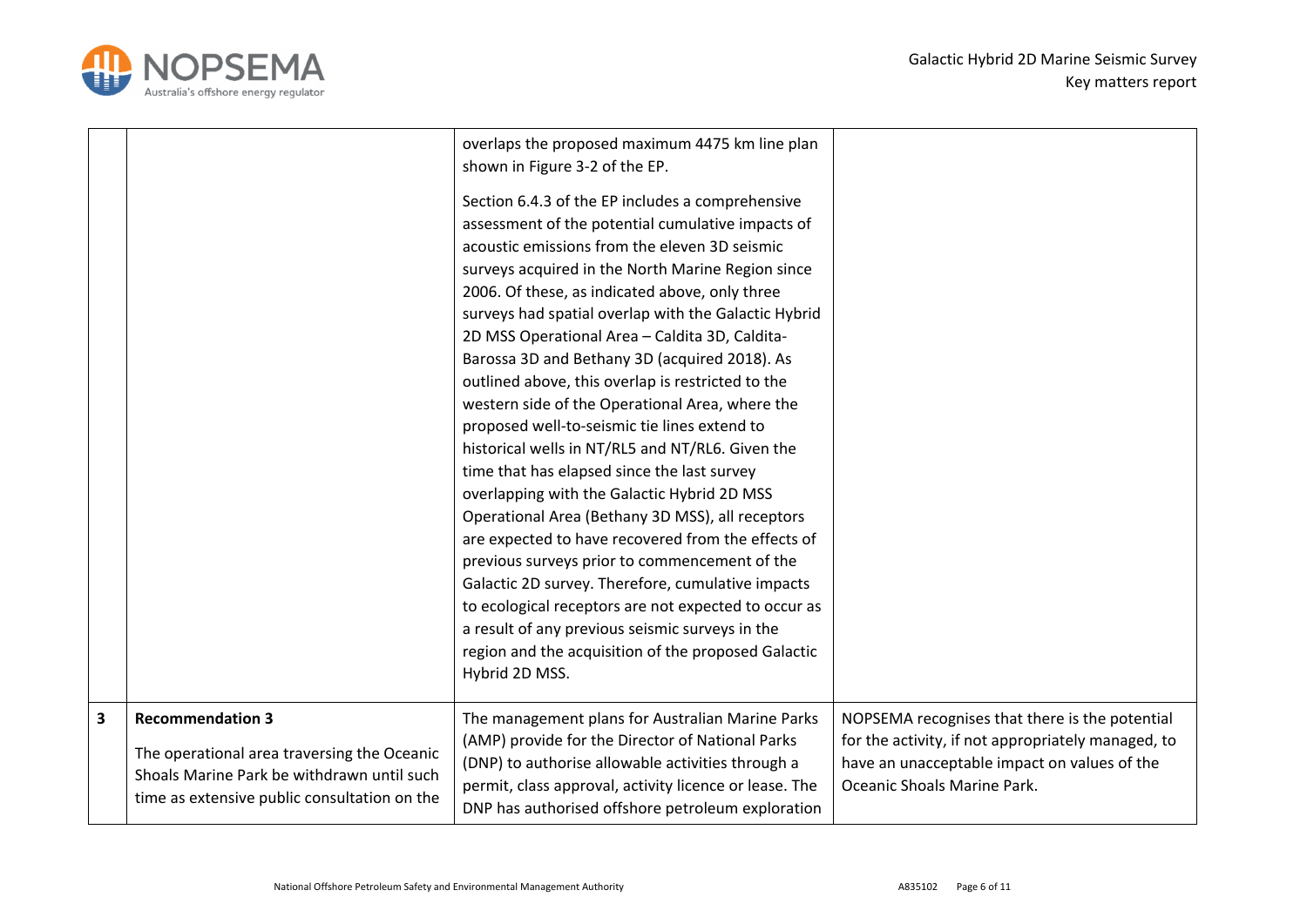| | | | |
|---|---|---|---|
| | | overlaps the proposed maximum 4475 km line plan shown in Figure 3-2 of the EP.<br><br>Section 6.4.3 of the EP includes a comprehensive assessment of the potential cumulative impacts of acoustic emissions from the eleven 3D seismic surveys acquired in the North Marine Region since 2006. Of these, as indicated above, only three surveys had spatial overlap with the Galactic Hybrid 2D MSS Operational Area – Caldita 3D, Caldita-Barossa 3D and Bethany 3D (acquired 2018). As outlined above, this overlap is restricted to the western side of the Operational Area, where the proposed well-to-seismic tie lines extend to historical wells in NT/RL5 and NT/RL6. Given the time that has elapsed since the last survey overlapping with the Galactic Hybrid 2D MSS Operational Area (Bethany 3D MSS), all receptors are expected to have recovered from the effects of previous surveys prior to commencement of the Galactic 2D survey. Therefore, cumulative impacts to ecological receptors are not expected to occur as a result of any previous seismic surveys in the region and the acquisition of the proposed Galactic Hybrid 2D MSS. | |
| **3** | **Recommendation 3**<br><br>The operational area traversing the Oceanic Shoals Marine Park be withdrawn until such time as extensive public consultation on the | The management plans for Australian Marine Parks (AMP) provide for the Director of National Parks (DNP) to authorise allowable activities through a permit, class approval, activity licence or lease. The DNP has authorised offshore petroleum exploration | NOPSEMA recognises that there is the potential for the activity, if not appropriately managed, to have an unacceptable impact on values of the Oceanic Shoals Marine Park. |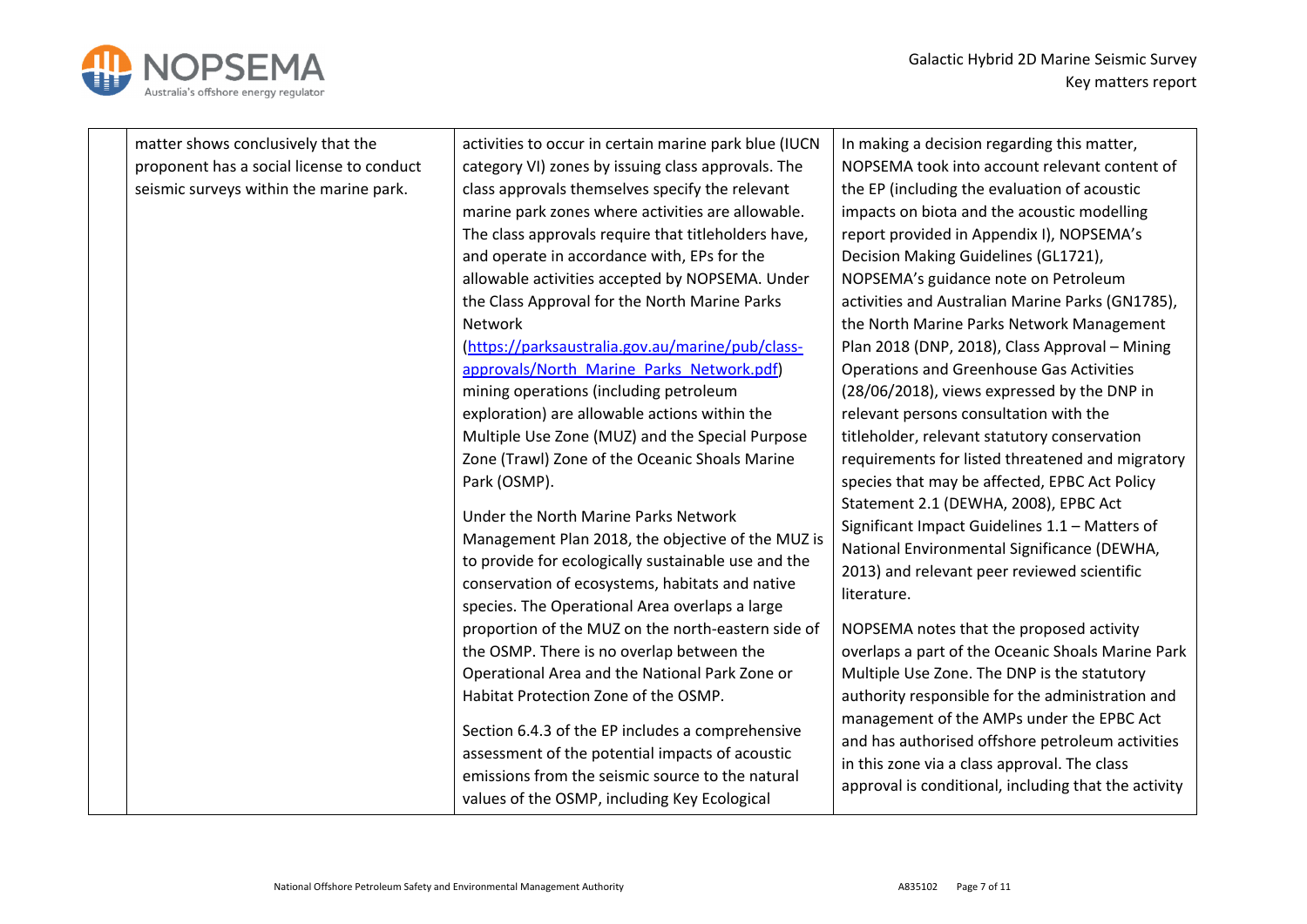|  | matter shows conclusively that the proponent has a social license to conduct seismic surveys within the marine park. | activities to occur in certain marine park blue (IUCN category VI) zones by issuing class approvals. The class approvals themselves specify the relevant marine park zones where activities are allowable. The class approvals require that titleholders have, and operate in accordance with, EPs for the allowable activities accepted by NOPSEMA. Under the Class Approval for the North Marine Parks Network ([https://parksaustralia.gov.au/marine/pub/class-approvals/North_Marine_Parks_Network.pdf](https://parksaustralia.gov.au/marine/pub/class-approvals/North_Marine_Parks_Network.pdf)) mining operations (including petroleum exploration) are allowable actions within the Multiple Use Zone (MUZ) and the Special Purpose Zone (Trawl) Zone of the Oceanic Shoals Marine Park (OSMP).<br><br>Under the North Marine Parks Network Management Plan 2018, the objective of the MUZ is to provide for ecologically sustainable use and the conservation of ecosystems, habitats and native species. The Operational Area overlaps a large proportion of the MUZ on the north-eastern side of the OSMP. There is no overlap between the Operational Area and the National Park Zone or Habitat Protection Zone of the OSMP.<br><br>Section 6.4.3 of the EP includes a comprehensive assessment of the potential impacts of acoustic emissions from the seismic source to the natural values of the OSMP, including Key Ecological | In making a decision regarding this matter, NOPSEMA took into account relevant content of the EP (including the evaluation of acoustic impacts on biota and the acoustic modelling report provided in Appendix I), NOPSEMA's Decision Making Guidelines (GL1721), NOPSEMA's guidance note on Petroleum activities and Australian Marine Parks (GN1785), the North Marine Parks Network Management Plan 2018 (DNP, 2018), Class Approval – Mining Operations and Greenhouse Gas Activities (28/06/2018), views expressed by the DNP in relevant persons consultation with the titleholder, relevant statutory conservation requirements for listed threatened and migratory species that may be affected, EPBC Act Policy Statement 2.1 (DEWHA, 2008), EPBC Act Significant Impact Guidelines 1.1 – Matters of National Environmental Significance (DEWHA, 2013) and relevant peer reviewed scientific literature.<br><br>NOPSEMA notes that the proposed activity overlaps a part of the Oceanic Shoals Marine Park Multiple Use Zone. The DNP is the statutory authority responsible for the administration and management of the AMPs under the EPBC Act and has authorised offshore petroleum activities in this zone via a class approval. The class approval is conditional, including that the activity |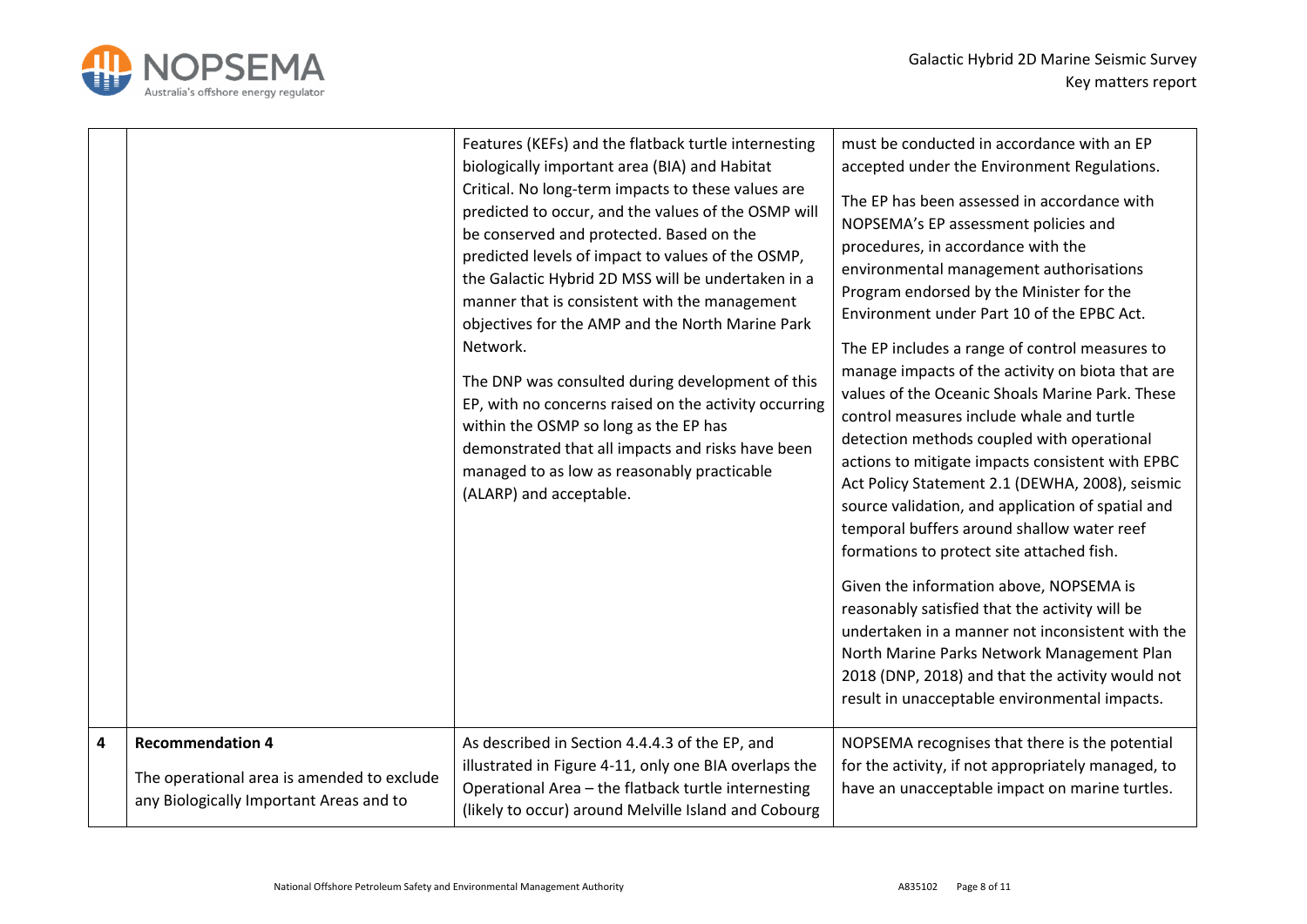| | | | |
|---|---|---|---|
| | | Features (KEFs) and the flatback turtle internesting biologically important area (BIA) and Habitat Critical. No long-term impacts to these values are predicted to occur, and the values of the OSMP will be conserved and protected. Based on the predicted levels of impact to values of the OSMP, the Galactic Hybrid 2D MSS will be undertaken in a manner that is consistent with the management objectives for the AMP and the North Marine Park Network.<br><br>The DNP was consulted during development of this EP, with no concerns raised on the activity occurring within the OSMP so long as the EP has demonstrated that all impacts and risks have been managed to as low as reasonably practicable (ALARP) and acceptable. | must be conducted in accordance with an EP accepted under the Environment Regulations.<br><br>The EP has been assessed in accordance with NOPSEMA's EP assessment policies and procedures, in accordance with the environmental management authorisations Program endorsed by the Minister for the Environment under Part 10 of the EPBC Act.<br><br>The EP includes a range of control measures to manage impacts of the activity on biota that are values of the Oceanic Shoals Marine Park. These control measures include whale and turtle detection methods coupled with operational actions to mitigate impacts consistent with EPBC Act Policy Statement 2.1 (DEWHA, 2008), seismic source validation, and application of spatial and temporal buffers around shallow water reef formations to protect site attached fish.<br><br>Given the information above, NOPSEMA is reasonably satisfied that the activity will be undertaken in a manner not inconsistent with the North Marine Parks Network Management Plan 2018 (DNP, 2018) and that the activity would not result in unacceptable environmental impacts. |
| **4** | **Recommendation 4**<br><br>The operational area is amended to exclude any Biologically Important Areas and to | As described in Section 4.4.4.3 of the EP, and illustrated in Figure 4-11, only one BIA overlaps the Operational Area – the flatback turtle internesting (likely to occur) around Melville Island and Cobourg | NOPSEMA recognises that there is the potential for the activity, if not appropriately managed, to have an unacceptable impact on marine turtles. |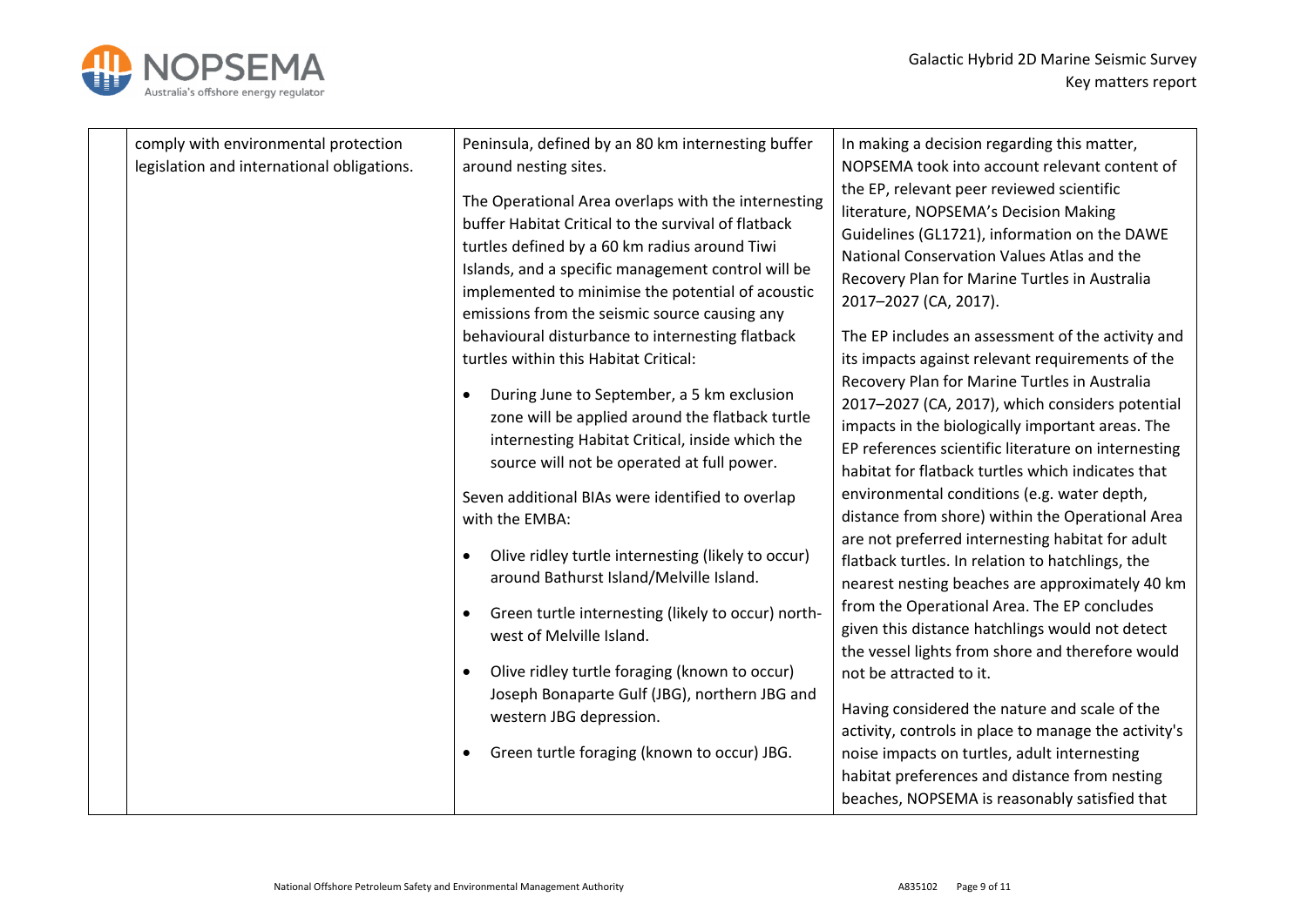| | | | |
|---|---|---|---|
| | comply with environmental protection legislation and international obligations. | Peninsula, defined by an 80 km internesting buffer around nesting sites.<br><br>The Operational Area overlaps with the internesting buffer Habitat Critical to the survival of flatback turtles defined by a 60 km radius around Tiwi Islands, and a specific management control will be implemented to minimise the potential of acoustic emissions from the seismic source causing any behavioural disturbance to internesting flatback turtles within this Habitat Critical:<br><br>• During June to September, a 5 km exclusion zone will be applied around the flatback turtle internesting Habitat Critical, inside which the source will not be operated at full power.<br><br>Seven additional BIAs were identified to overlap with the EMBA:<br><br>• Olive ridley turtle internesting (likely to occur) around Bathurst Island/Melville Island.<br><br>• Green turtle internesting (likely to occur) north-west of Melville Island.<br><br>• Olive ridley turtle foraging (known to occur) Joseph Bonaparte Gulf (JBG), northern JBG and western JBG depression.<br><br>• Green turtle foraging (known to occur) JBG. | In making a decision regarding this matter, NOPSEMA took into account relevant content of the EP, relevant peer reviewed scientific literature, NOPSEMA's Decision Making Guidelines (GL1721), information on the DAWE National Conservation Values Atlas and the Recovery Plan for Marine Turtles in Australia 2017–2027 (CA, 2017).<br><br>The EP includes an assessment of the activity and its impacts against relevant requirements of the Recovery Plan for Marine Turtles in Australia 2017–2027 (CA, 2017), which considers potential impacts in the biologically important areas. The EP references scientific literature on internesting habitat for flatback turtles which indicates that environmental conditions (e.g. water depth, distance from shore) within the Operational Area are not preferred internesting habitat for adult flatback turtles. In relation to hatchlings, the nearest nesting beaches are approximately 40 km from the Operational Area. The EP concludes given this distance hatchlings would not detect the vessel lights from shore and therefore would not be attracted to it.<br><br>Having considered the nature and scale of the activity, controls in place to manage the activity's noise impacts on turtles, adult internesting habitat preferences and distance from nesting beaches, NOPSEMA is reasonably satisfied that |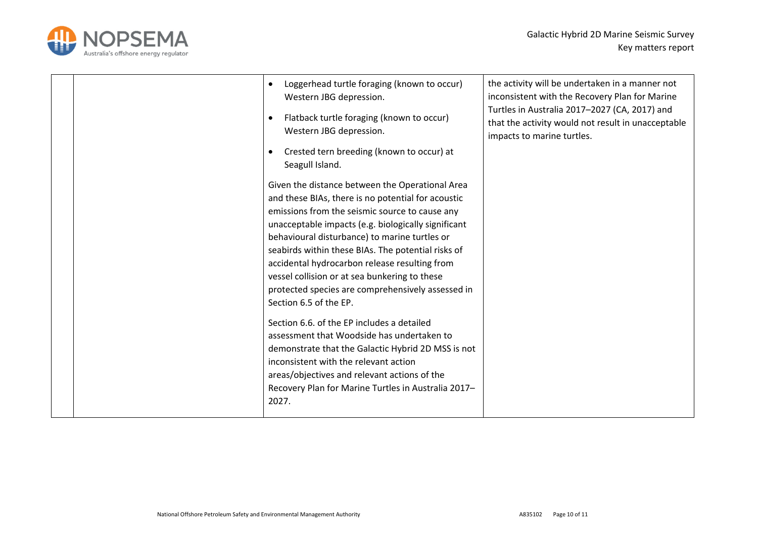| | | | |
|---|---|---|---|
| | | • Loggerhead turtle foraging (known to occur) Western JBG depression.<br><br>• Flatback turtle foraging (known to occur) Western JBG depression.<br><br>• Crested tern breeding (known to occur) at Seagull Island.<br><br>Given the distance between the Operational Area and these BIAs, there is no potential for acoustic emissions from the seismic source to cause any unacceptable impacts (e.g. biologically significant behavioural disturbance) to marine turtles or seabirds within these BIAs. The potential risks of accidental hydrocarbon release resulting from vessel collision or at sea bunkering to these protected species are comprehensively assessed in Section 6.5 of the EP.<br><br>Section 6.6. of the EP includes a detailed assessment that Woodside has undertaken to demonstrate that the Galactic Hybrid 2D MSS is not inconsistent with the relevant action areas/objectives and relevant actions of the Recovery Plan for Marine Turtles in Australia 2017–2027. | the activity will be undertaken in a manner not inconsistent with the Recovery Plan for Marine Turtles in Australia 2017–2027 (CA, 2017) and that the activity would not result in unacceptable impacts to marine turtles. |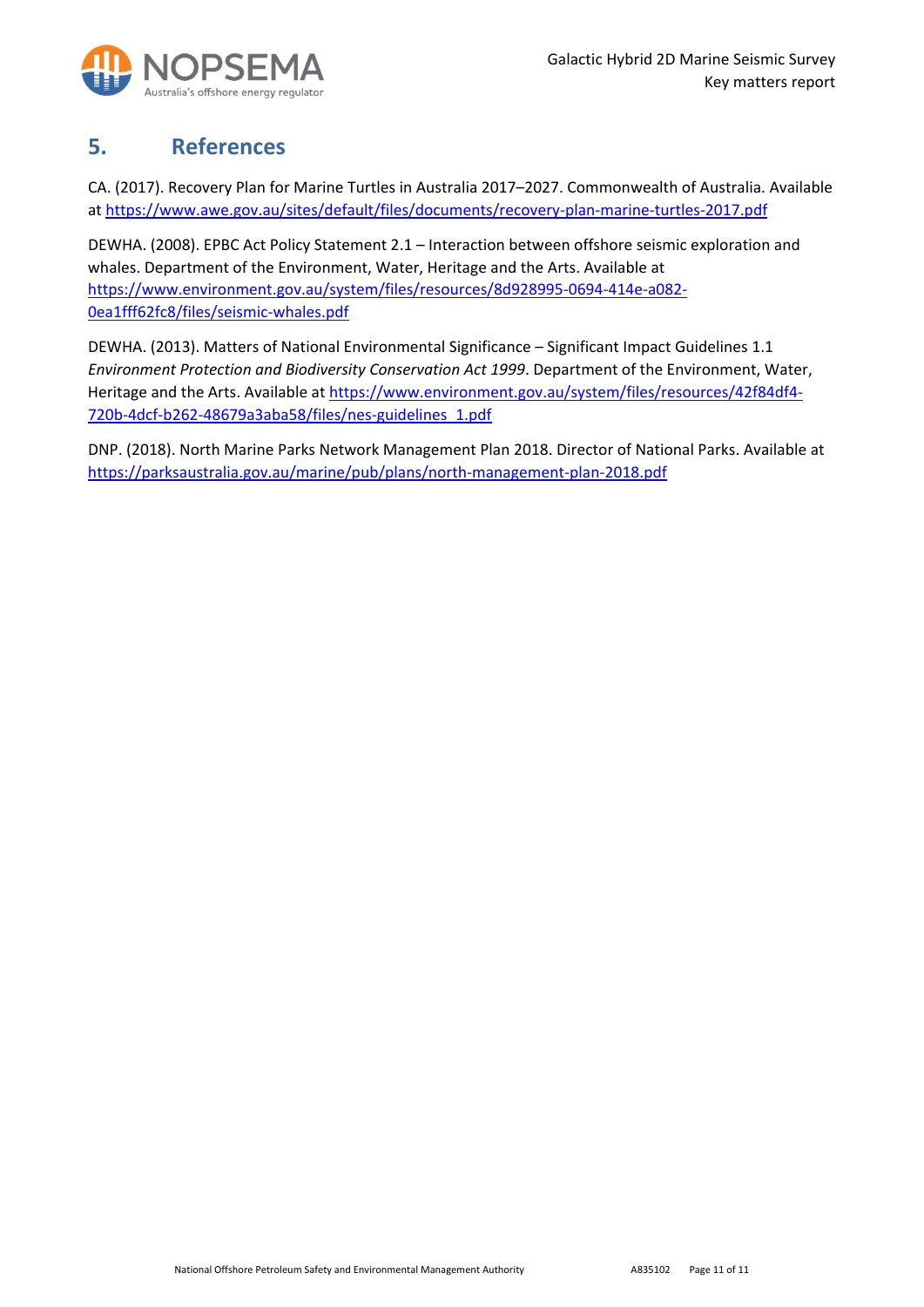## 5. References

CA. (2017). Recovery Plan for Marine Turtles in Australia 2017–2027. Commonwealth of Australia. Available at https://www.awe.gov.au/sites/default/files/documents/recovery-plan-marine-turtles-2017.pdf

DEWHA. (2008). EPBC Act Policy Statement 2.1 – Interaction between offshore seismic exploration and whales. Department of the Environment, Water, Heritage and the Arts. Available at https://www.environment.gov.au/system/files/resources/8d928995-0694-414e-a082-0ea1fff62fc8/files/seismic-whales.pdf

DEWHA. (2013). Matters of National Environmental Significance – Significant Impact Guidelines 1.1 *Environment Protection and Biodiversity Conservation Act 1999*. Department of the Environment, Water, Heritage and the Arts. Available at https://www.environment.gov.au/system/files/resources/42f84df4-720b-4dcf-b262-48679a3aba58/files/nes-guidelines_1.pdf

DNP. (2018). North Marine Parks Network Management Plan 2018. Director of National Parks. Available at https://parksaustralia.gov.au/marine/pub/plans/north-management-plan-2018.pdf